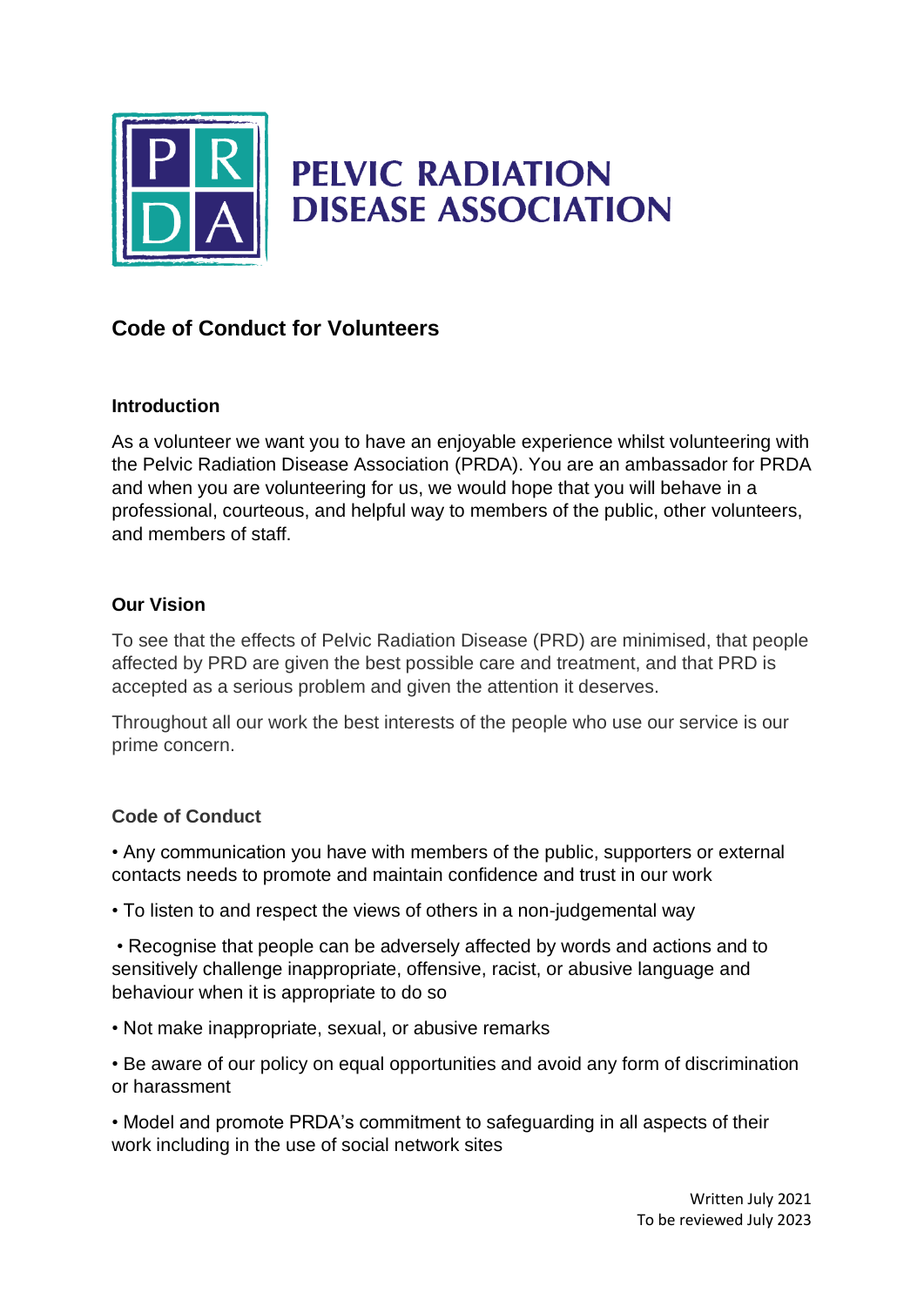# PELVIC RADIATION DISEASE ASSOCIATION

## Code of Conduct for Volunteers

### Introduction

As a volunteer we want you to have an enjoyable experience whilst volunteering with the Pelvic Radiation Disease Association (PRDA). You are an ambassador for PRDA and when you are volunteering for us, we would hope that you will behave in a professional, courteous, and helpful way to members of the public, other volunteers, and members of staff.

### Our Vision

To see that the effects of Pelvic Radiation Disease (PRD) are minimised, that people affected by PRD are given the best possible care and treatment, and that PRD is accepted as a serious problem and given the attention it deserves.

Throughout all our work the best interests of the people who use our service is our prime concern.

### Code of Conduct

- Any communication you have with members of the public, supporters or external contacts needs to promote and maintain confidence and trust in our work
- To listen to and respect the views of others in a non-judgemental way
- Recognise that people can be adversely affected by words and actions and to sensitively challenge inappropriate, offensive, racist, or abusive language and behaviour when it is appropriate to do so
- Not make inappropriate, sexual, or abusive remarks
- Be aware of our policy on equal opportunities and avoid any form of discrimination or harassment
- Model and promote PRDA's commitment to safeguarding in all aspects of their work including in the use of social network sites

Written July 2021
To be reviewed July 2023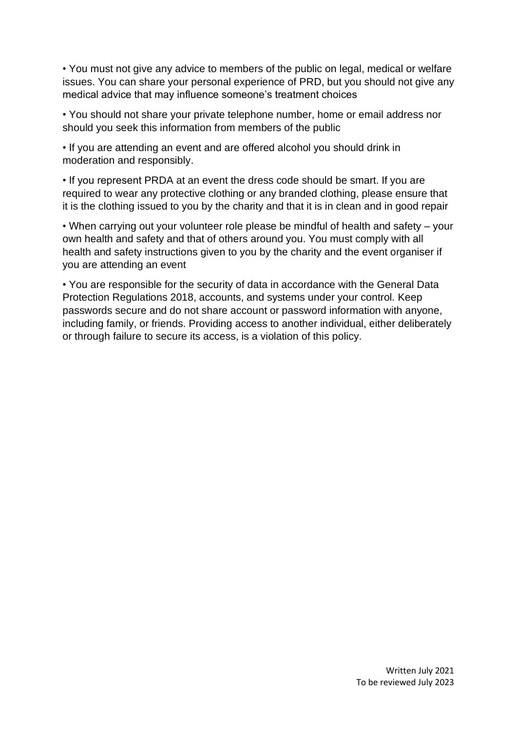- You must not give any advice to members of the public on legal, medical or welfare issues. You can share your personal experience of PRD, but you should not give any medical advice that may influence someone's treatment choices

- You should not share your private telephone number, home or email address nor should you seek this information from members of the public

- If you are attending an event and are offered alcohol you should drink in moderation and responsibly.

- If you represent PRDA at an event the dress code should be smart. If you are required to wear any protective clothing or any branded clothing, please ensure that it is the clothing issued to you by the charity and that it is in clean and in good repair

- When carrying out your volunteer role please be mindful of health and safety – your own health and safety and that of others around you. You must comply with all health and safety instructions given to you by the charity and the event organiser if you are attending an event

- You are responsible for the security of data in accordance with the General Data Protection Regulations 2018, accounts, and systems under your control. Keep passwords secure and do not share account or password information with anyone, including family, or friends. Providing access to another individual, either deliberately or through failure to secure its access, is a violation of this policy.

Written July 2021
To be reviewed July 2023